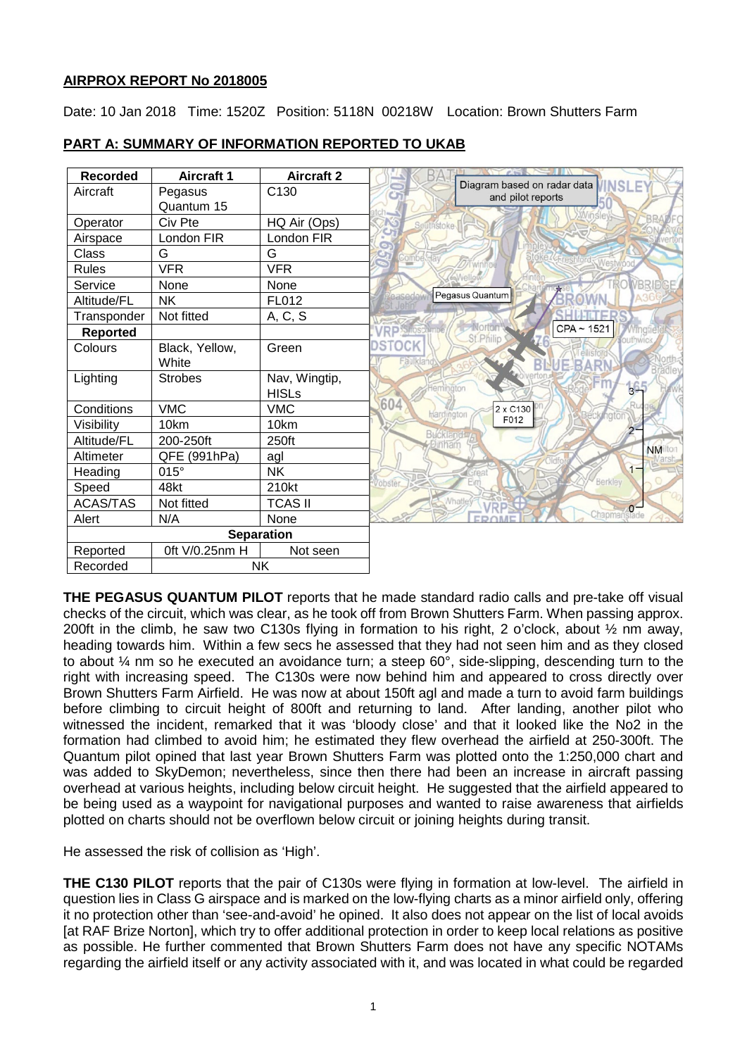**AIRPROX REPORT No 2018005**

Date: 10 Jan 2018 Time: 1520Z Position: 5118N 00218W Location: Brown Shutters Farm

**PART A: SUMMARY OF INFORMATION REPORTED TO UKAB**

| Recorded | Aircraft 1 | Aircraft 2 |
|---|---|---|
| Aircraft | Pegasus Quantum 15 | C130 |
| Operator | Civ Pte | HQ Air (Ops) |
| Airspace | London FIR | London FIR |
| Class | G | G |
| Rules | VFR | VFR |
| Service | None | None |
| Altitude/FL | NK | FL012 |
| Transponder | Not fitted | A, C, S |
| **Reported** | | |
| Colours | Black, Yellow, White | Green |
| Lighting | Strobes | Nav, Wingtip, HISLs |
| Conditions | VMC | VMC |
| Visibility | 10km | 10km |
| Altitude/FL | 200-250ft | 250ft |
| Altimeter | QFE (991hPa) | agl |
| Heading | 015° | NK |
| Speed | 48kt | 210kt |
| ACAS/TAS | Not fitted | TCAS II |
| Alert | N/A | None |
| **Separation** | | |
| Reported | 0ft V/0.25nm H | Not seen |
| Recorded | NK | |

Diagram based on radar data and pilot reports

**THE PEGASUS QUANTUM PILOT** reports that he made standard radio calls and pre-take off visual checks of the circuit, which was clear, as he took off from Brown Shutters Farm. When passing approx. 200ft in the climb, he saw two C130s flying in formation to his right, 2 o'clock, about ½ nm away, heading towards him. Within a few secs he assessed that they had not seen him and as they closed to about ¼ nm so he executed an avoidance turn; a steep 60°, side-slipping, descending turn to the right with increasing speed. The C130s were now behind him and appeared to cross directly over Brown Shutters Farm Airfield. He was now at about 150ft agl and made a turn to avoid farm buildings before climbing to circuit height of 800ft and returning to land. After landing, another pilot who witnessed the incident, remarked that it was 'bloody close' and that it looked like the No2 in the formation had climbed to avoid him; he estimated they flew overhead the airfield at 250-300ft. The Quantum pilot opined that last year Brown Shutters Farm was plotted onto the 1:250,000 chart and was added to SkyDemon; nevertheless, since then there had been an increase in aircraft passing overhead at various heights, including below circuit height. He suggested that the airfield appeared to be being used as a waypoint for navigational purposes and wanted to raise awareness that airfields plotted on charts should not be overflown below circuit or joining heights during transit.

He assessed the risk of collision as 'High'.

**THE C130 PILOT** reports that the pair of C130s were flying in formation at low-level. The airfield in question lies in Class G airspace and is marked on the low-flying charts as a minor airfield only, offering it no protection other than 'see-and-avoid' he opined. It also does not appear on the list of local avoids [at RAF Brize Norton], which try to offer additional protection in order to keep local relations as positive as possible. He further commented that Brown Shutters Farm does not have any specific NOTAMs regarding the airfield itself or any activity associated with it, and was located in what could be regarded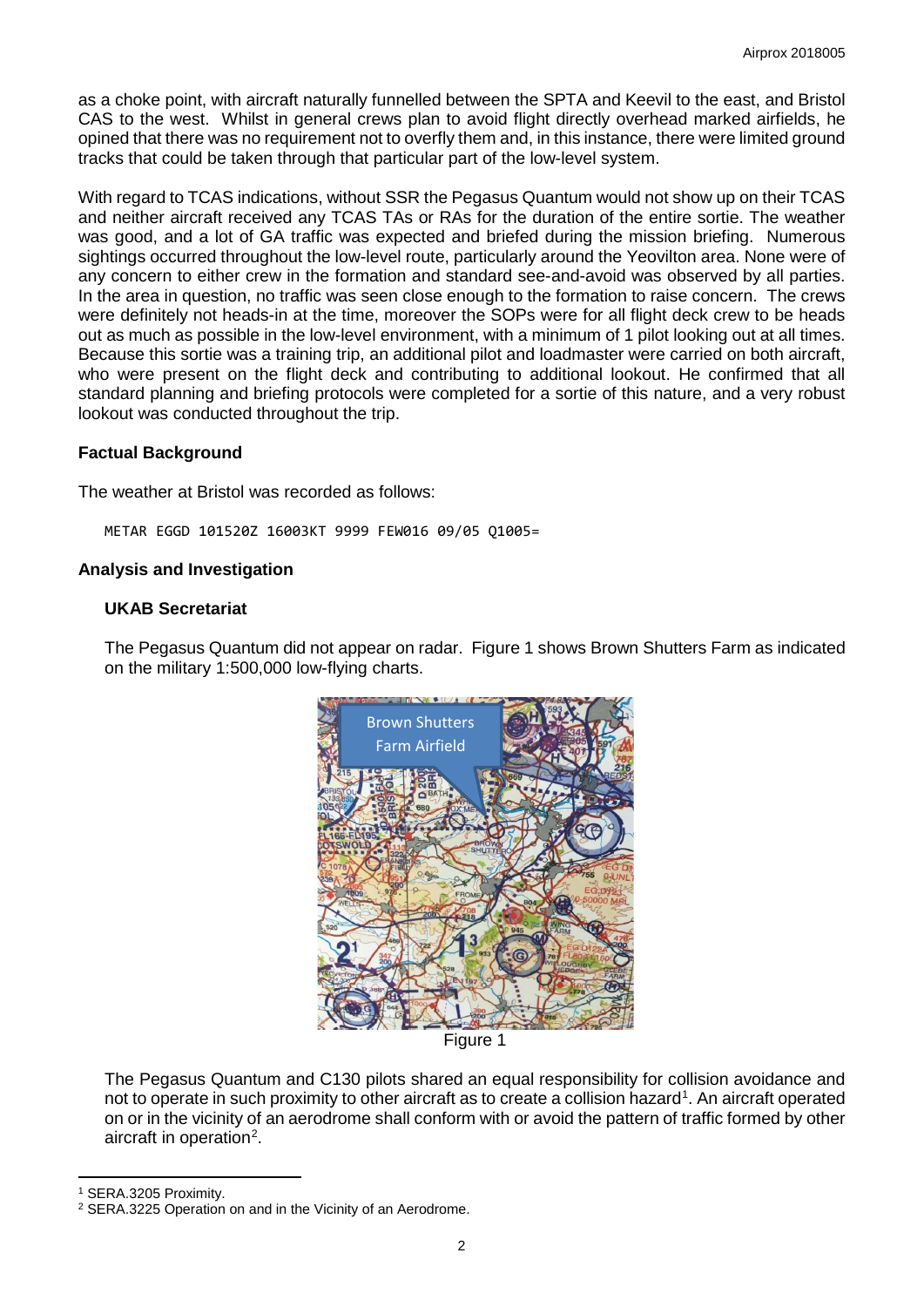as a choke point, with aircraft naturally funnelled between the SPTA and Keevil to the east, and Bristol CAS to the west. Whilst in general crews plan to avoid flight directly overhead marked airfields, he opined that there was no requirement not to overfly them and, in this instance, there were limited ground tracks that could be taken through that particular part of the low-level system.

With regard to TCAS indications, without SSR the Pegasus Quantum would not show up on their TCAS and neither aircraft received any TCAS TAs or RAs for the duration of the entire sortie. The weather was good, and a lot of GA traffic was expected and briefed during the mission briefing. Numerous sightings occurred throughout the low-level route, particularly around the Yeovilton area. None were of any concern to either crew in the formation and standard see-and-avoid was observed by all parties. In the area in question, no traffic was seen close enough to the formation to raise concern. The crews were definitely not heads-in at the time, moreover the SOPs were for all flight deck crew to be heads out as much as possible in the low-level environment, with a minimum of 1 pilot looking out at all times. Because this sortie was a training trip, an additional pilot and loadmaster were carried on both aircraft, who were present on the flight deck and contributing to additional lookout. He confirmed that all standard planning and briefing protocols were completed for a sortie of this nature, and a very robust lookout was conducted throughout the trip.

### Factual Background

The weather at Bristol was recorded as follows:

```
METAR EGGD 101520Z 16003KT 9999 FEW016 09/05 Q1005=
```

### Analysis and Investigation

#### UKAB Secretariat

The Pegasus Quantum did not appear on radar. Figure 1 shows Brown Shutters Farm as indicated on the military 1:500,000 low-flying charts.

Figure 1

The Pegasus Quantum and C130 pilots shared an equal responsibility for collision avoidance and not to operate in such proximity to other aircraft as to create a collision hazard[1]. An aircraft operated on or in the vicinity of an aerodrome shall conform with or avoid the pattern of traffic formed by other aircraft in operation[2].

[1] SERA.3205 Proximity.

[2] SERA.3225 Operation on and in the Vicinity of an Aerodrome.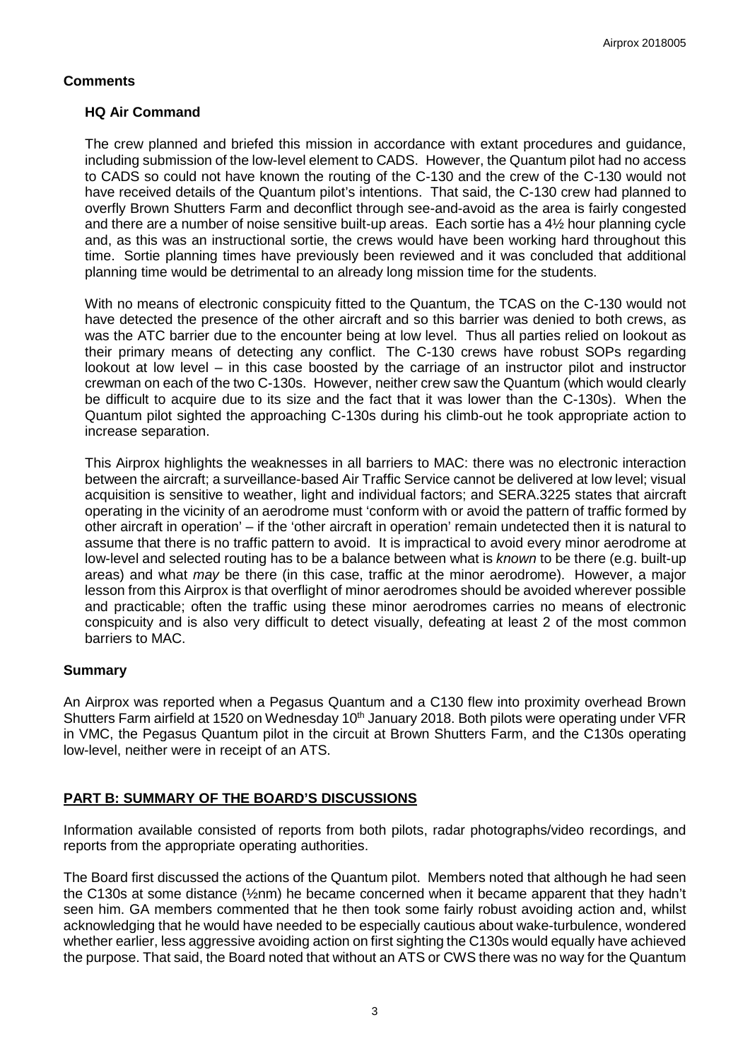## Comments

### HQ Air Command

The crew planned and briefed this mission in accordance with extant procedures and guidance, including submission of the low-level element to CADS. However, the Quantum pilot had no access to CADS so could not have known the routing of the C-130 and the crew of the C-130 would not have received details of the Quantum pilot's intentions. That said, the C-130 crew had planned to overfly Brown Shutters Farm and deconflict through see-and-avoid as the area is fairly congested and there are a number of noise sensitive built-up areas. Each sortie has a 4½ hour planning cycle and, as this was an instructional sortie, the crews would have been working hard throughout this time. Sortie planning times have previously been reviewed and it was concluded that additional planning time would be detrimental to an already long mission time for the students.

With no means of electronic conspicuity fitted to the Quantum, the TCAS on the C-130 would not have detected the presence of the other aircraft and so this barrier was denied to both crews, as was the ATC barrier due to the encounter being at low level. Thus all parties relied on lookout as their primary means of detecting any conflict. The C-130 crews have robust SOPs regarding lookout at low level – in this case boosted by the carriage of an instructor pilot and instructor crewman on each of the two C-130s. However, neither crew saw the Quantum (which would clearly be difficult to acquire due to its size and the fact that it was lower than the C-130s). When the Quantum pilot sighted the approaching C-130s during his climb-out he took appropriate action to increase separation.

This Airprox highlights the weaknesses in all barriers to MAC: there was no electronic interaction between the aircraft; a surveillance-based Air Traffic Service cannot be delivered at low level; visual acquisition is sensitive to weather, light and individual factors; and SERA.3225 states that aircraft operating in the vicinity of an aerodrome must 'conform with or avoid the pattern of traffic formed by other aircraft in operation' – if the 'other aircraft in operation' remain undetected then it is natural to assume that there is no traffic pattern to avoid. It is impractical to avoid every minor aerodrome at low-level and selected routing has to be a balance between what is *known* to be there (e.g. built-up areas) and what *may* be there (in this case, traffic at the minor aerodrome). However, a major lesson from this Airprox is that overflight of minor aerodromes should be avoided wherever possible and practicable; often the traffic using these minor aerodromes carries no means of electronic conspicuity and is also very difficult to detect visually, defeating at least 2 of the most common barriers to MAC.

## Summary

An Airprox was reported when a Pegasus Quantum and a C130 flew into proximity overhead Brown Shutters Farm airfield at 1520 on Wednesday 10th January 2018. Both pilots were operating under VFR in VMC, the Pegasus Quantum pilot in the circuit at Brown Shutters Farm, and the C130s operating low-level, neither were in receipt of an ATS.

## PART B: SUMMARY OF THE BOARD'S DISCUSSIONS

Information available consisted of reports from both pilots, radar photographs/video recordings, and reports from the appropriate operating authorities.

The Board first discussed the actions of the Quantum pilot. Members noted that although he had seen the C130s at some distance (½nm) he became concerned when it became apparent that they hadn't seen him. GA members commented that he then took some fairly robust avoiding action and, whilst acknowledging that he would have needed to be especially cautious about wake-turbulence, wondered whether earlier, less aggressive avoiding action on first sighting the C130s would equally have achieved the purpose. That said, the Board noted that without an ATS or CWS there was no way for the Quantum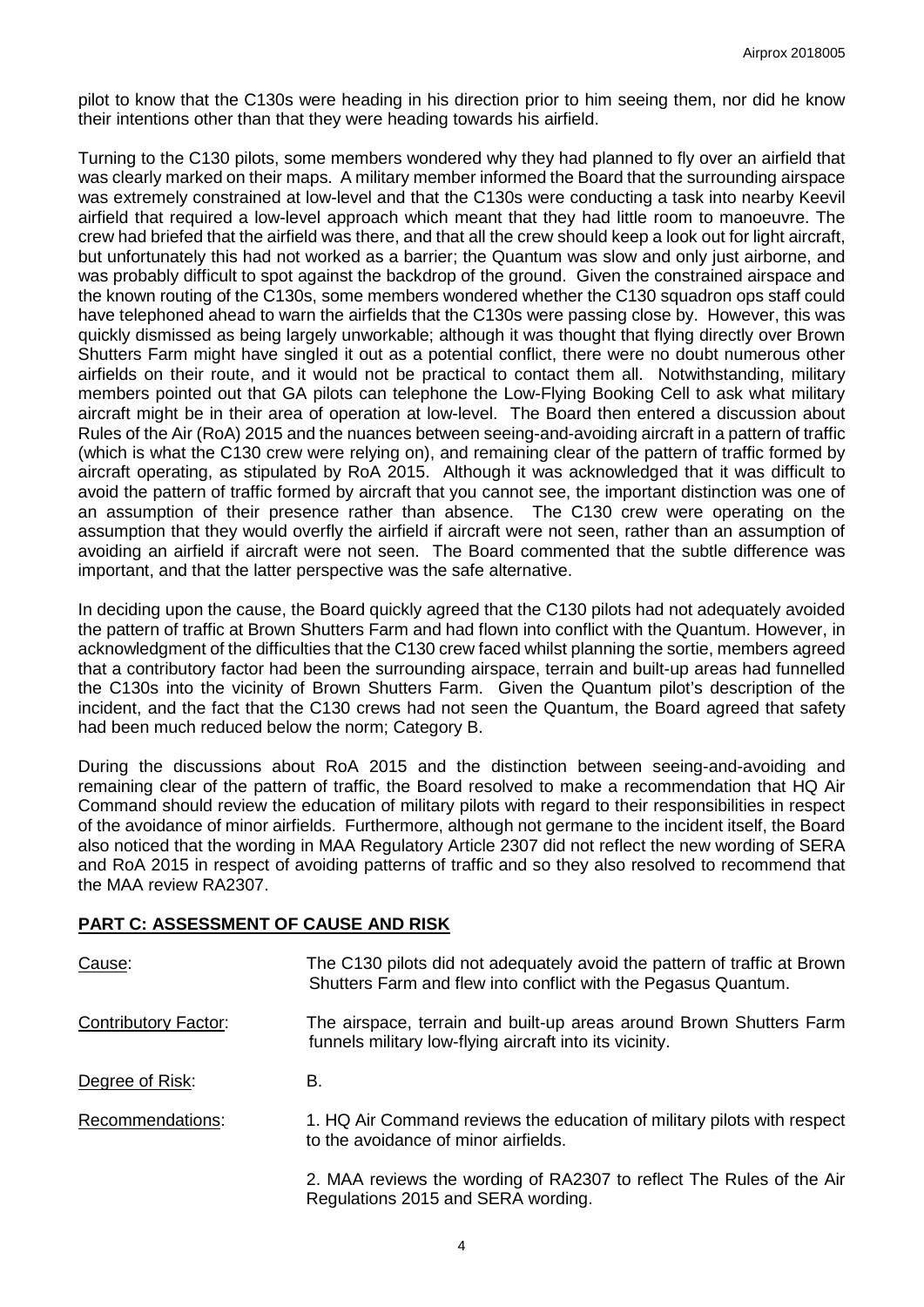pilot to know that the C130s were heading in his direction prior to him seeing them, nor did he know their intentions other than that they were heading towards his airfield.

Turning to the C130 pilots, some members wondered why they had planned to fly over an airfield that was clearly marked on their maps. A military member informed the Board that the surrounding airspace was extremely constrained at low-level and that the C130s were conducting a task into nearby Keevil airfield that required a low-level approach which meant that they had little room to manoeuvre. The crew had briefed that the airfield was there, and that all the crew should keep a look out for light aircraft, but unfortunately this had not worked as a barrier; the Quantum was slow and only just airborne, and was probably difficult to spot against the backdrop of the ground. Given the constrained airspace and the known routing of the C130s, some members wondered whether the C130 squadron ops staff could have telephoned ahead to warn the airfields that the C130s were passing close by. However, this was quickly dismissed as being largely unworkable; although it was thought that flying directly over Brown Shutters Farm might have singled it out as a potential conflict, there were no doubt numerous other airfields on their route, and it would not be practical to contact them all. Notwithstanding, military members pointed out that GA pilots can telephone the Low-Flying Booking Cell to ask what military aircraft might be in their area of operation at low-level. The Board then entered a discussion about Rules of the Air (RoA) 2015 and the nuances between seeing-and-avoiding aircraft in a pattern of traffic (which is what the C130 crew were relying on), and remaining clear of the pattern of traffic formed by aircraft operating, as stipulated by RoA 2015. Although it was acknowledged that it was difficult to avoid the pattern of traffic formed by aircraft that you cannot see, the important distinction was one of an assumption of their presence rather than absence. The C130 crew were operating on the assumption that they would overfly the airfield if aircraft were not seen, rather than an assumption of avoiding an airfield if aircraft were not seen. The Board commented that the subtle difference was important, and that the latter perspective was the safe alternative.

In deciding upon the cause, the Board quickly agreed that the C130 pilots had not adequately avoided the pattern of traffic at Brown Shutters Farm and had flown into conflict with the Quantum. However, in acknowledgment of the difficulties that the C130 crew faced whilst planning the sortie, members agreed that a contributory factor had been the surrounding airspace, terrain and built-up areas had funnelled the C130s into the vicinity of Brown Shutters Farm. Given the Quantum pilot's description of the incident, and the fact that the C130 crews had not seen the Quantum, the Board agreed that safety had been much reduced below the norm; Category B.

During the discussions about RoA 2015 and the distinction between seeing-and-avoiding and remaining clear of the pattern of traffic, the Board resolved to make a recommendation that HQ Air Command should review the education of military pilots with regard to their responsibilities in respect of the avoidance of minor airfields. Furthermore, although not germane to the incident itself, the Board also noticed that the wording in MAA Regulatory Article 2307 did not reflect the new wording of SERA and RoA 2015 in respect of avoiding patterns of traffic and so they also resolved to recommend that the MAA review RA2307.

## PART C: ASSESSMENT OF CAUSE AND RISK

Cause: The C130 pilots did not adequately avoid the pattern of traffic at Brown Shutters Farm and flew into conflict with the Pegasus Quantum.

Contributory Factor: The airspace, terrain and built-up areas around Brown Shutters Farm funnels military low-flying aircraft into its vicinity.

Degree of Risk: B.

Recommendations:

1. HQ Air Command reviews the education of military pilots with respect to the avoidance of minor airfields.
2. MAA reviews the wording of RA2307 to reflect The Rules of the Air Regulations 2015 and SERA wording.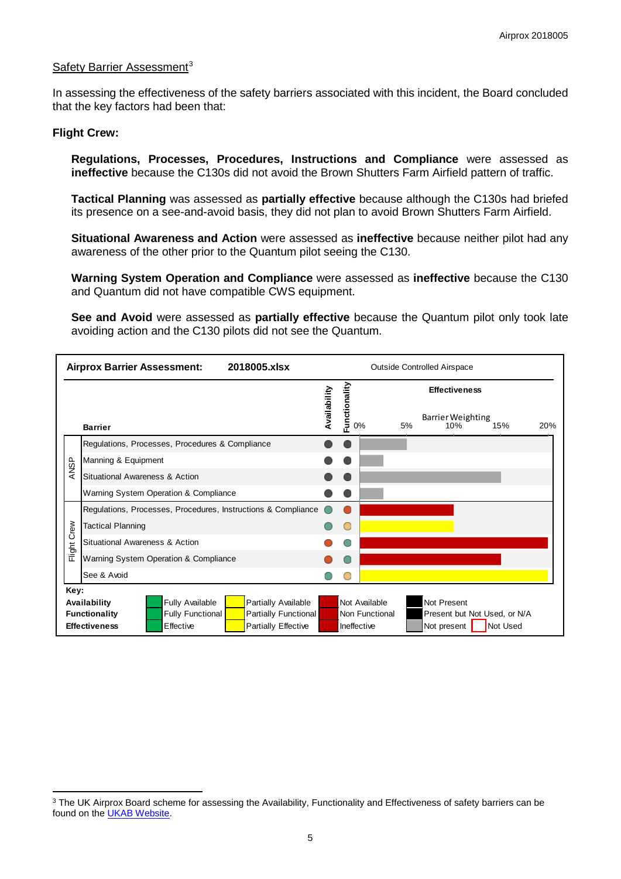Safety Barrier Assessment[3]

In assessing the effectiveness of the safety barriers associated with this incident, the Board concluded that the key factors had been that:

**Flight Crew:**

**Regulations, Processes, Procedures, Instructions and Compliance** were assessed as **ineffective** because the C130s did not avoid the Brown Shutters Farm Airfield pattern of traffic.

**Tactical Planning** was assessed as **partially effective** because although the C130s had briefed its presence on a see-and-avoid basis, they did not plan to avoid Brown Shutters Farm Airfield.

**Situational Awareness and Action** were assessed as **ineffective** because neither pilot had any awareness of the other prior to the Quantum pilot seeing the C130.

**Warning System Operation and Compliance** were assessed as **ineffective** because the C130 and Quantum did not have compatible CWS equipment.

**See and Avoid** were assessed as **partially effective** because the Quantum pilot only took late avoiding action and the C130 pilots did not see the Quantum.

Airprox Barrier Assessment: 2018005.xlsx
Outside Controlled Airspace

Barrier
Availability
Functionality
Effectiveness
Barrier Weighting
0% 5% 10% 15% 20%

ANSP
Regulations, Processes, Procedures & Compliance
Manning & Equipment
Situational Awareness & Action
Warning System Operation & Compliance

Flight Crew
Regulations, Processes, Procedures, Instructions & Compliance
Tactical Planning
Situational Awareness & Action
Warning System Operation & Compliance
See & Avoid

Key:
Availability: Fully Available, Partially Available, Not Available, Not Present
Functionality: Fully Functional, Partially Functional, Non Functional, Present but Not Used, or N/A
Effectiveness: Effective, Partially Effective, Ineffective, Not present, Not Used

---

[3] The UK Airprox Board scheme for assessing the Availability, Functionality and Effectiveness of safety barriers can be found on the UKAB Website.